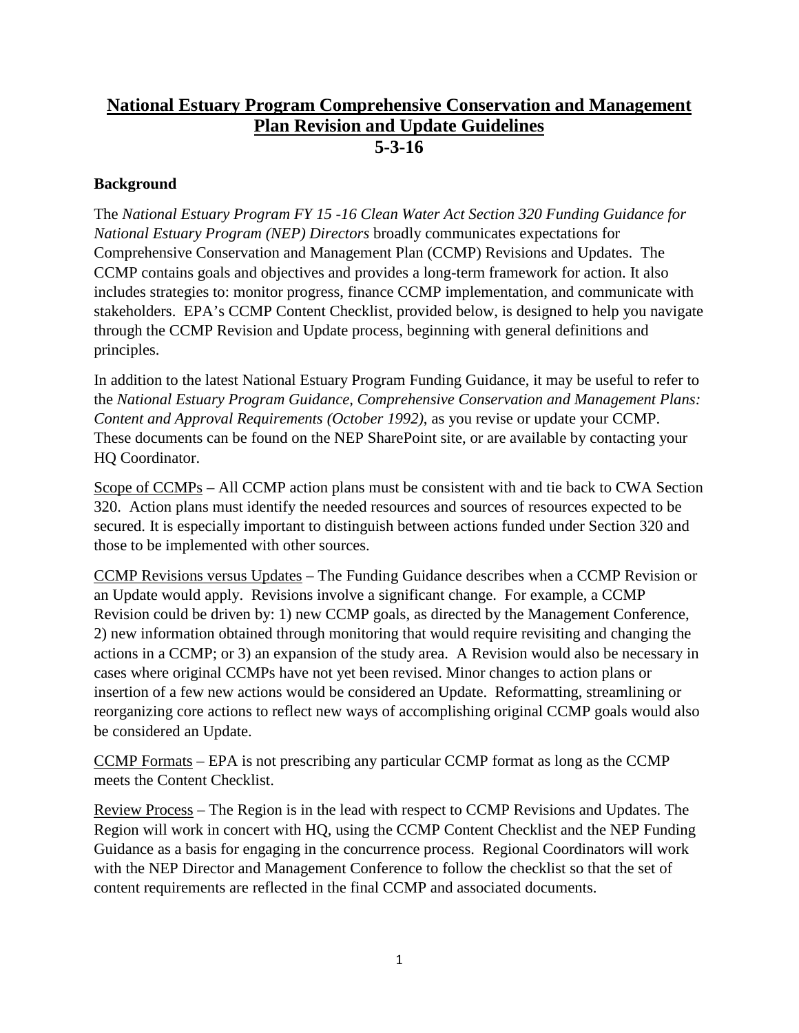# National Estuary Program Comprehensive Conservation and Management Plan Revision and Update Guidelines

**5-3-16**

## Background

The *National Estuary Program FY 15 -16 Clean Water Act Section 320 Funding Guidance for National Estuary Program (NEP) Directors* broadly communicates expectations for Comprehensive Conservation and Management Plan (CCMP) Revisions and Updates. The CCMP contains goals and objectives and provides a long-term framework for action. It also includes strategies to: monitor progress, finance CCMP implementation, and communicate with stakeholders. EPA's CCMP Content Checklist, provided below, is designed to help you navigate through the CCMP Revision and Update process, beginning with general definitions and principles.

In addition to the latest National Estuary Program Funding Guidance, it may be useful to refer to the *National Estuary Program Guidance, Comprehensive Conservation and Management Plans: Content and Approval Requirements (October 1992)*, as you revise or update your CCMP. These documents can be found on the NEP SharePoint site, or are available by contacting your HQ Coordinator.

Scope of CCMPs – All CCMP action plans must be consistent with and tie back to CWA Section 320. Action plans must identify the needed resources and sources of resources expected to be secured. It is especially important to distinguish between actions funded under Section 320 and those to be implemented with other sources.

CCMP Revisions versus Updates – The Funding Guidance describes when a CCMP Revision or an Update would apply. Revisions involve a significant change. For example, a CCMP Revision could be driven by: 1) new CCMP goals, as directed by the Management Conference, 2) new information obtained through monitoring that would require revisiting and changing the actions in a CCMP; or 3) an expansion of the study area. A Revision would also be necessary in cases where original CCMPs have not yet been revised. Minor changes to action plans or insertion of a few new actions would be considered an Update. Reformatting, streamlining or reorganizing core actions to reflect new ways of accomplishing original CCMP goals would also be considered an Update.

CCMP Formats – EPA is not prescribing any particular CCMP format as long as the CCMP meets the Content Checklist.

Review Process – The Region is in the lead with respect to CCMP Revisions and Updates. The Region will work in concert with HQ, using the CCMP Content Checklist and the NEP Funding Guidance as a basis for engaging in the concurrence process. Regional Coordinators will work with the NEP Director and Management Conference to follow the checklist so that the set of content requirements are reflected in the final CCMP and associated documents.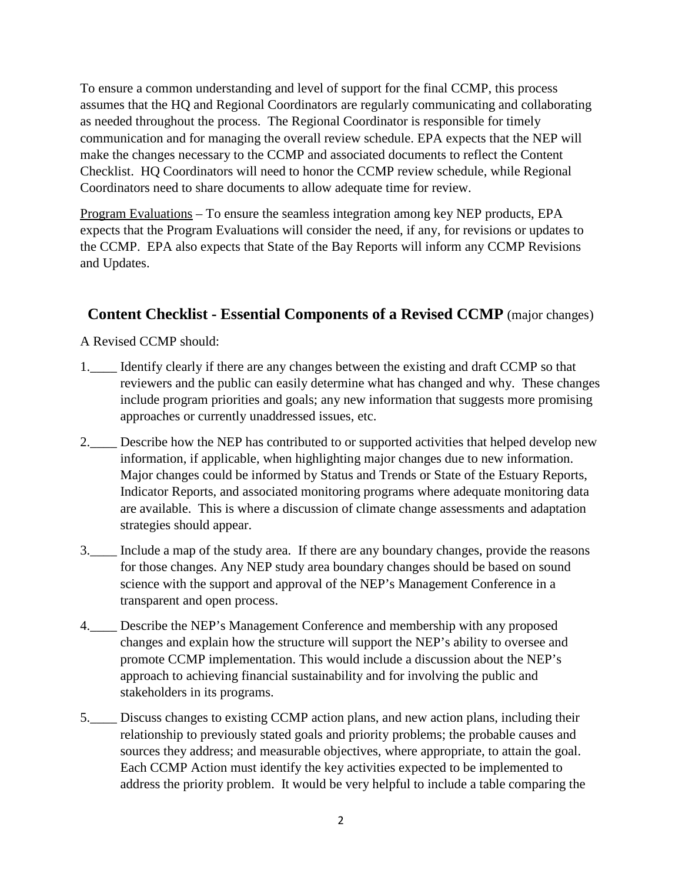To ensure a common understanding and level of support for the final CCMP, this process assumes that the HQ and Regional Coordinators are regularly communicating and collaborating as needed throughout the process. The Regional Coordinator is responsible for timely communication and for managing the overall review schedule. EPA expects that the NEP will make the changes necessary to the CCMP and associated documents to reflect the Content Checklist. HQ Coordinators will need to honor the CCMP review schedule, while Regional Coordinators need to share documents to allow adequate time for review.

<u>Program Evaluations</u> – To ensure the seamless integration among key NEP products, EPA expects that the Program Evaluations will consider the need, if any, for revisions or updates to the CCMP. EPA also expects that State of the Bay Reports will inform any CCMP Revisions and Updates.

## Content Checklist - Essential Components of a Revised CCMP (major changes)

A Revised CCMP should:

1.____ Identify clearly if there are any changes between the existing and draft CCMP so that reviewers and the public can easily determine what has changed and why. These changes include program priorities and goals; any new information that suggests more promising approaches or currently unaddressed issues, etc.

2.____ Describe how the NEP has contributed to or supported activities that helped develop new information, if applicable, when highlighting major changes due to new information. Major changes could be informed by Status and Trends or State of the Estuary Reports, Indicator Reports, and associated monitoring programs where adequate monitoring data are available. This is where a discussion of climate change assessments and adaptation strategies should appear.

3.____ Include a map of the study area. If there are any boundary changes, provide the reasons for those changes. Any NEP study area boundary changes should be based on sound science with the support and approval of the NEP's Management Conference in a transparent and open process.

4.____ Describe the NEP's Management Conference and membership with any proposed changes and explain how the structure will support the NEP's ability to oversee and promote CCMP implementation. This would include a discussion about the NEP's approach to achieving financial sustainability and for involving the public and stakeholders in its programs.

5.____ Discuss changes to existing CCMP action plans, and new action plans, including their relationship to previously stated goals and priority problems; the probable causes and sources they address; and measurable objectives, where appropriate, to attain the goal. Each CCMP Action must identify the key activities expected to be implemented to address the priority problem. It would be very helpful to include a table comparing the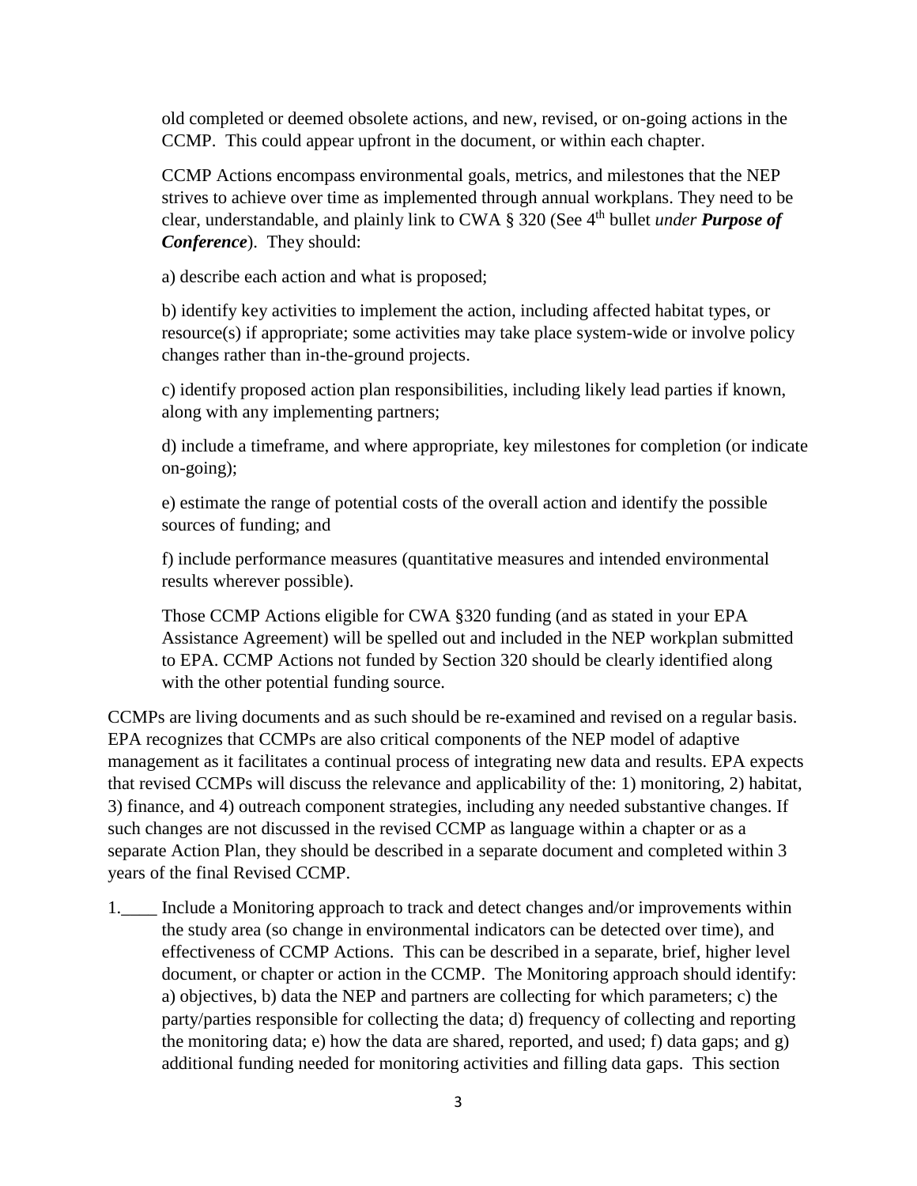old completed or deemed obsolete actions, and new, revised, or on-going actions in the CCMP. This could appear upfront in the document, or within each chapter.

CCMP Actions encompass environmental goals, metrics, and milestones that the NEP strives to achieve over time as implemented through annual workplans. They need to be clear, understandable, and plainly link to CWA § 320 (See 4th bullet *under **Purpose of Conference***). They should:

a) describe each action and what is proposed;

b) identify key activities to implement the action, including affected habitat types, or resource(s) if appropriate; some activities may take place system-wide or involve policy changes rather than in-the-ground projects.

c) identify proposed action plan responsibilities, including likely lead parties if known, along with any implementing partners;

d) include a timeframe, and where appropriate, key milestones for completion (or indicate on-going);

e) estimate the range of potential costs of the overall action and identify the possible sources of funding; and

f) include performance measures (quantitative measures and intended environmental results wherever possible).

Those CCMP Actions eligible for CWA §320 funding (and as stated in your EPA Assistance Agreement) will be spelled out and included in the NEP workplan submitted to EPA. CCMP Actions not funded by Section 320 should be clearly identified along with the other potential funding source.

CCMPs are living documents and as such should be re-examined and revised on a regular basis. EPA recognizes that CCMPs are also critical components of the NEP model of adaptive management as it facilitates a continual process of integrating new data and results. EPA expects that revised CCMPs will discuss the relevance and applicability of the: 1) monitoring, 2) habitat, 3) finance, and 4) outreach component strategies, including any needed substantive changes. If such changes are not discussed in the revised CCMP as language within a chapter or as a separate Action Plan, they should be described in a separate document and completed within 3 years of the final Revised CCMP.

1.____ Include a Monitoring approach to track and detect changes and/or improvements within the study area (so change in environmental indicators can be detected over time), and effectiveness of CCMP Actions. This can be described in a separate, brief, higher level document, or chapter or action in the CCMP. The Monitoring approach should identify: a) objectives, b) data the NEP and partners are collecting for which parameters; c) the party/parties responsible for collecting the data; d) frequency of collecting and reporting the monitoring data; e) how the data are shared, reported, and used; f) data gaps; and g) additional funding needed for monitoring activities and filling data gaps. This section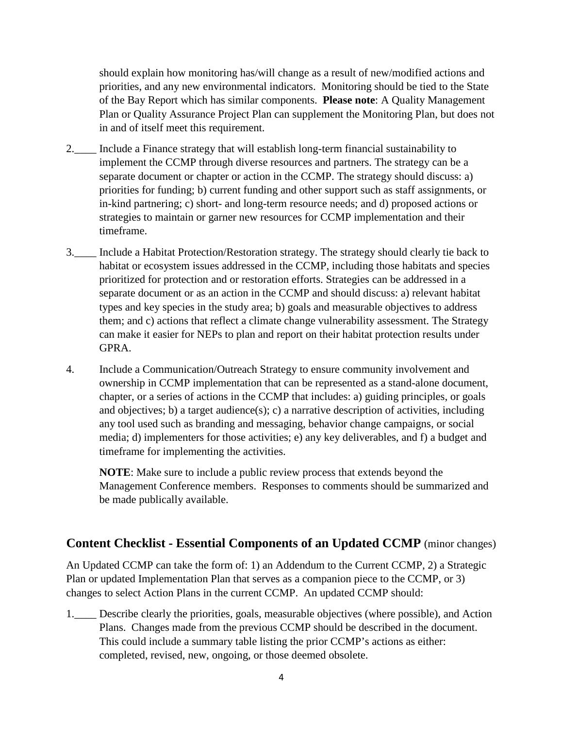should explain how monitoring has/will change as a result of new/modified actions and priorities, and any new environmental indicators. Monitoring should be tied to the State of the Bay Report which has similar components. **Please note**: A Quality Management Plan or Quality Assurance Project Plan can supplement the Monitoring Plan, but does not in and of itself meet this requirement.

2.____ Include a Finance strategy that will establish long-term financial sustainability to implement the CCMP through diverse resources and partners. The strategy can be a separate document or chapter or action in the CCMP. The strategy should discuss: a) priorities for funding; b) current funding and other support such as staff assignments, or in-kind partnering; c) short- and long-term resource needs; and d) proposed actions or strategies to maintain or garner new resources for CCMP implementation and their timeframe.

3.____ Include a Habitat Protection/Restoration strategy. The strategy should clearly tie back to habitat or ecosystem issues addressed in the CCMP, including those habitats and species prioritized for protection and or restoration efforts. Strategies can be addressed in a separate document or as an action in the CCMP and should discuss: a) relevant habitat types and key species in the study area; b) goals and measurable objectives to address them; and c) actions that reflect a climate change vulnerability assessment. The Strategy can make it easier for NEPs to plan and report on their habitat protection results under GPRA.

4. Include a Communication/Outreach Strategy to ensure community involvement and ownership in CCMP implementation that can be represented as a stand-alone document, chapter, or a series of actions in the CCMP that includes: a) guiding principles, or goals and objectives; b) a target audience(s); c) a narrative description of activities, including any tool used such as branding and messaging, behavior change campaigns, or social media; d) implementers for those activities; e) any key deliverables, and f) a budget and timeframe for implementing the activities.

**NOTE**: Make sure to include a public review process that extends beyond the Management Conference members. Responses to comments should be summarized and be made publically available.

## Content Checklist - Essential Components of an Updated CCMP (minor changes)

An Updated CCMP can take the form of: 1) an Addendum to the Current CCMP, 2) a Strategic Plan or updated Implementation Plan that serves as a companion piece to the CCMP, or 3) changes to select Action Plans in the current CCMP. An updated CCMP should:

1.____ Describe clearly the priorities, goals, measurable objectives (where possible), and Action Plans. Changes made from the previous CCMP should be described in the document. This could include a summary table listing the prior CCMP's actions as either: completed, revised, new, ongoing, or those deemed obsolete.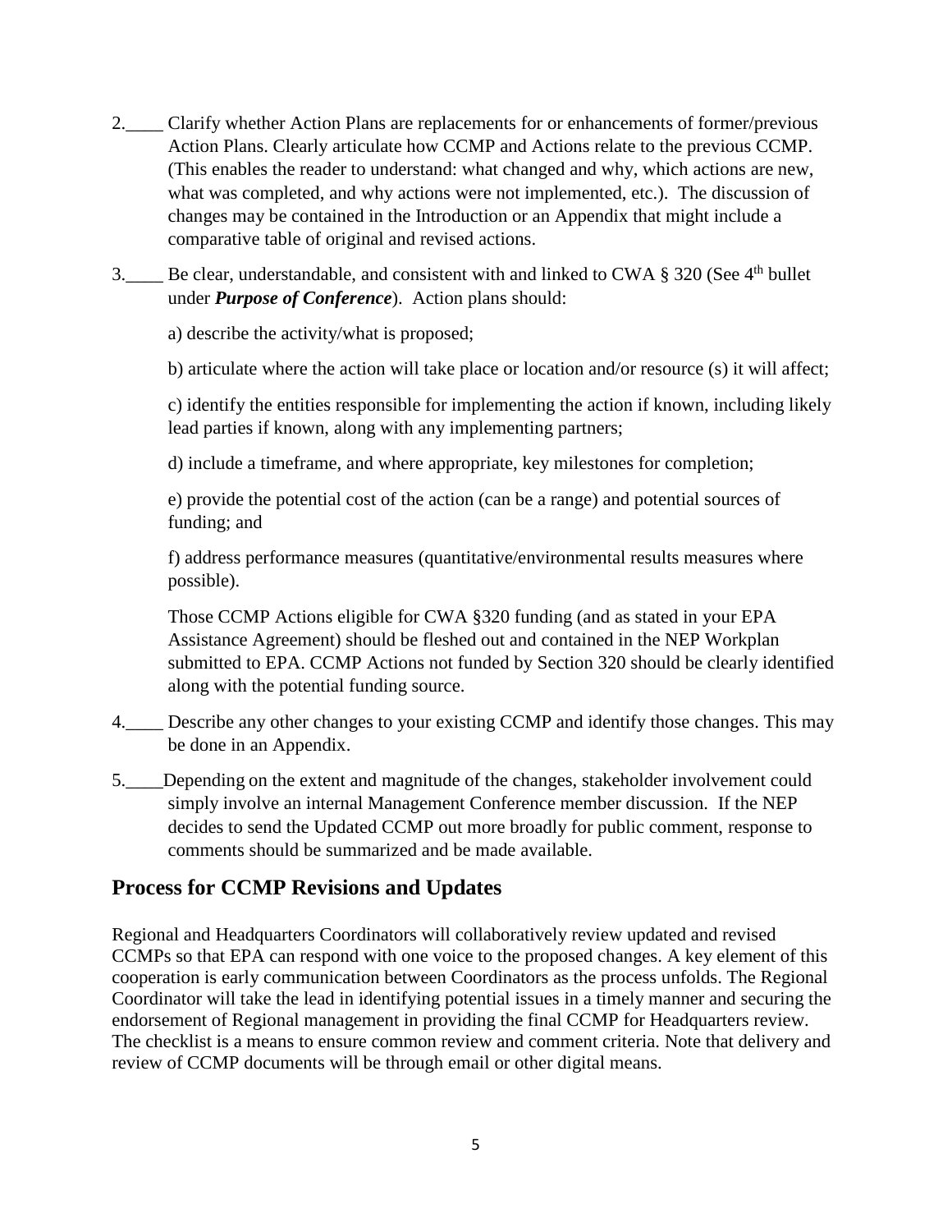2.____ Clarify whether Action Plans are replacements for or enhancements of former/previous Action Plans. Clearly articulate how CCMP and Actions relate to the previous CCMP. (This enables the reader to understand: what changed and why, which actions are new, what was completed, and why actions were not implemented, etc.). The discussion of changes may be contained in the Introduction or an Appendix that might include a comparative table of original and revised actions.

3.____ Be clear, understandable, and consistent with and linked to CWA § 320 (See 4th bullet under ***Purpose of Conference***). Action plans should:

a) describe the activity/what is proposed;

b) articulate where the action will take place or location and/or resource (s) it will affect;

c) identify the entities responsible for implementing the action if known, including likely lead parties if known, along with any implementing partners;

d) include a timeframe, and where appropriate, key milestones for completion;

e) provide the potential cost of the action (can be a range) and potential sources of funding; and

f) address performance measures (quantitative/environmental results measures where possible).

Those CCMP Actions eligible for CWA §320 funding (and as stated in your EPA Assistance Agreement) should be fleshed out and contained in the NEP Workplan submitted to EPA. CCMP Actions not funded by Section 320 should be clearly identified along with the potential funding source.

4.____ Describe any other changes to your existing CCMP and identify those changes. This may be done in an Appendix.

5.____Depending on the extent and magnitude of the changes, stakeholder involvement could simply involve an internal Management Conference member discussion. If the NEP decides to send the Updated CCMP out more broadly for public comment, response to comments should be summarized and be made available.

## Process for CCMP Revisions and Updates

Regional and Headquarters Coordinators will collaboratively review updated and revised CCMPs so that EPA can respond with one voice to the proposed changes. A key element of this cooperation is early communication between Coordinators as the process unfolds. The Regional Coordinator will take the lead in identifying potential issues in a timely manner and securing the endorsement of Regional management in providing the final CCMP for Headquarters review. The checklist is a means to ensure common review and comment criteria. Note that delivery and review of CCMP documents will be through email or other digital means.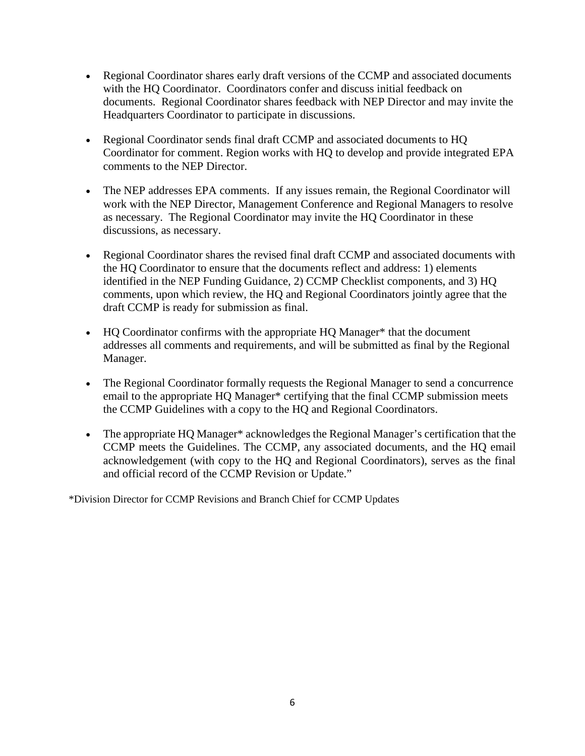- Regional Coordinator shares early draft versions of the CCMP and associated documents with the HQ Coordinator. Coordinators confer and discuss initial feedback on documents. Regional Coordinator shares feedback with NEP Director and may invite the Headquarters Coordinator to participate in discussions.

- Regional Coordinator sends final draft CCMP and associated documents to HQ Coordinator for comment. Region works with HQ to develop and provide integrated EPA comments to the NEP Director.

- The NEP addresses EPA comments. If any issues remain, the Regional Coordinator will work with the NEP Director, Management Conference and Regional Managers to resolve as necessary. The Regional Coordinator may invite the HQ Coordinator in these discussions, as necessary.

- Regional Coordinator shares the revised final draft CCMP and associated documents with the HQ Coordinator to ensure that the documents reflect and address: 1) elements identified in the NEP Funding Guidance, 2) CCMP Checklist components, and 3) HQ comments, upon which review, the HQ and Regional Coordinators jointly agree that the draft CCMP is ready for submission as final.

- HQ Coordinator confirms with the appropriate HQ Manager* that the document addresses all comments and requirements, and will be submitted as final by the Regional Manager.

- The Regional Coordinator formally requests the Regional Manager to send a concurrence email to the appropriate HQ Manager* certifying that the final CCMP submission meets the CCMP Guidelines with a copy to the HQ and Regional Coordinators.

- The appropriate HQ Manager* acknowledges the Regional Manager's certification that the CCMP meets the Guidelines. The CCMP, any associated documents, and the HQ email acknowledgement (with copy to the HQ and Regional Coordinators), serves as the final and official record of the CCMP Revision or Update."

*Division Director for CCMP Revisions and Branch Chief for CCMP Updates